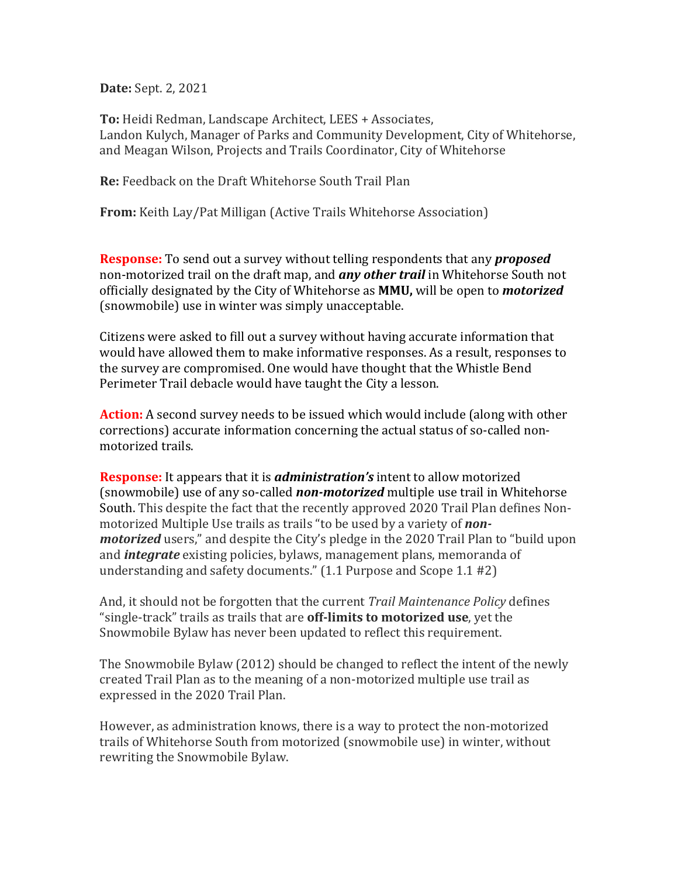**Date:** Sept. 2, 2021

**To:** Heidi Redman, Landscape Architect, LEES + Associates,
Landon Kulych, Manager of Parks and Community Development, City of Whitehorse,
and Meagan Wilson, Projects and Trails Coordinator, City of Whitehorse

**Re:** Feedback on the Draft Whitehorse South Trail Plan

**From:** Keith Lay/Pat Milligan (Active Trails Whitehorse Association)

**Response:** To send out a survey without telling respondents that any ***proposed*** non-motorized trail on the draft map, and ***any other trail*** in Whitehorse South not officially designated by the City of Whitehorse as **MMU,** will be open to ***motorized*** (snowmobile) use in winter was simply unacceptable.

Citizens were asked to fill out a survey without having accurate information that would have allowed them to make informative responses. As a result, responses to the survey are compromised. One would have thought that the Whistle Bend Perimeter Trail debacle would have taught the City a lesson.

**Action:** A second survey needs to be issued which would include (along with other corrections) accurate information concerning the actual status of so-called non-motorized trails.

**Response:** It appears that it is ***administration's*** intent to allow motorized (snowmobile) use of any so-called ***non-motorized*** multiple use trail in Whitehorse South. This despite the fact that the recently approved 2020 Trail Plan defines Non-motorized Multiple Use trails as trails "to be used by a variety of ***non-motorized*** users," and despite the City's pledge in the 2020 Trail Plan to "build upon and ***integrate*** existing policies, bylaws, management plans, memoranda of understanding and safety documents." (1.1 Purpose and Scope 1.1 #2)

And, it should not be forgotten that the current *Trail Maintenance Policy* defines "single-track" trails as trails that are **off-limits to motorized use**, yet the Snowmobile Bylaw has never been updated to reflect this requirement.

The Snowmobile Bylaw (2012) should be changed to reflect the intent of the newly created Trail Plan as to the meaning of a non-motorized multiple use trail as expressed in the 2020 Trail Plan.

However, as administration knows, there is a way to protect the non-motorized trails of Whitehorse South from motorized (snowmobile use) in winter, without rewriting the Snowmobile Bylaw.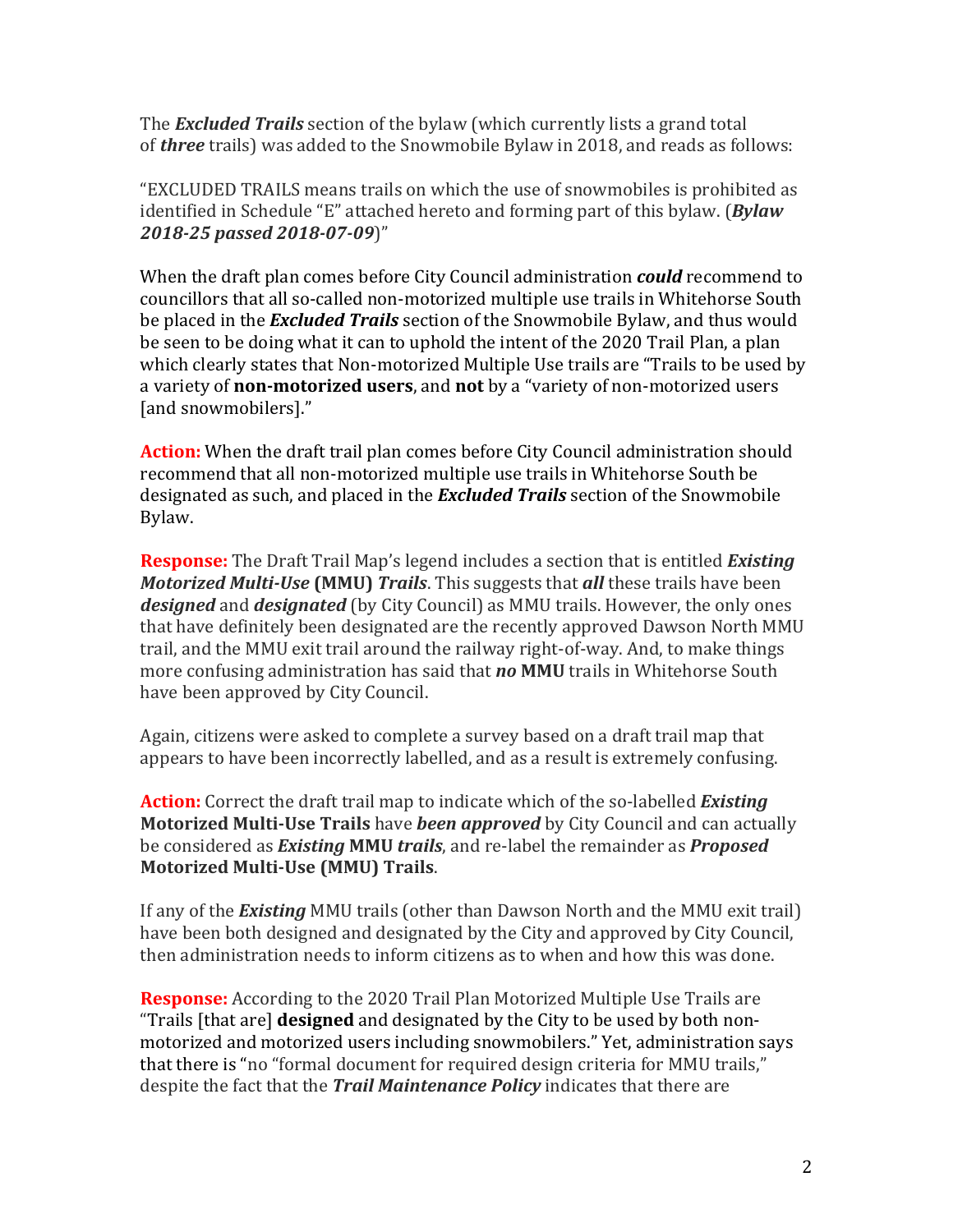The ***Excluded Trails*** section of the bylaw (which currently lists a grand total of ***three*** trails) was added to the Snowmobile Bylaw in 2018, and reads as follows:

"EXCLUDED TRAILS means trails on which the use of snowmobiles is prohibited as identified in Schedule "E" attached hereto and forming part of this bylaw. (***Bylaw 2018-25 passed 2018-07-09***)"

When the draft plan comes before City Council administration ***could*** recommend to councillors that all so-called non-motorized multiple use trails in Whitehorse South be placed in the ***Excluded Trails*** section of the Snowmobile Bylaw, and thus would be seen to be doing what it can to uphold the intent of the 2020 Trail Plan, a plan which clearly states that Non-motorized Multiple Use trails are "Trails to be used by a variety of **non-motorized users**, and **not** by a "variety of non-motorized users [and snowmobilers]."

**Action:** When the draft trail plan comes before City Council administration should recommend that all non-motorized multiple use trails in Whitehorse South be designated as such, and placed in the ***Excluded Trails*** section of the Snowmobile Bylaw.

**Response:** The Draft Trail Map's legend includes a section that is entitled ***Existing Motorized Multi-Use* (MMU) *Trails***. This suggests that ***all*** these trails have been ***designed*** and ***designated*** (by City Council) as MMU trails. However, the only ones that have definitely been designated are the recently approved Dawson North MMU trail, and the MMU exit trail around the railway right-of-way. And, to make things more confusing administration has said that ***no* MMU** trails in Whitehorse South have been approved by City Council.

Again, citizens were asked to complete a survey based on a draft trail map that appears to have been incorrectly labelled, and as a result is extremely confusing.

**Action:** Correct the draft trail map to indicate which of the so-labelled ***Existing* Motorized Multi-Use Trails** have ***been approved*** by City Council and can actually be considered as ***Existing* MMU *trails***, and re-label the remainder as ***Proposed* Motorized Multi-Use (MMU) Trails**.

If any of the ***Existing*** MMU trails (other than Dawson North and the MMU exit trail) have been both designed and designated by the City and approved by City Council, then administration needs to inform citizens as to when and how this was done.

**Response:** According to the 2020 Trail Plan Motorized Multiple Use Trails are "Trails [that are] **designed** and designated by the City to be used by both non-motorized and motorized users including snowmobilers." Yet, administration says that there is "no "formal document for required design criteria for MMU trails," despite the fact that the ***Trail Maintenance Policy*** indicates that there are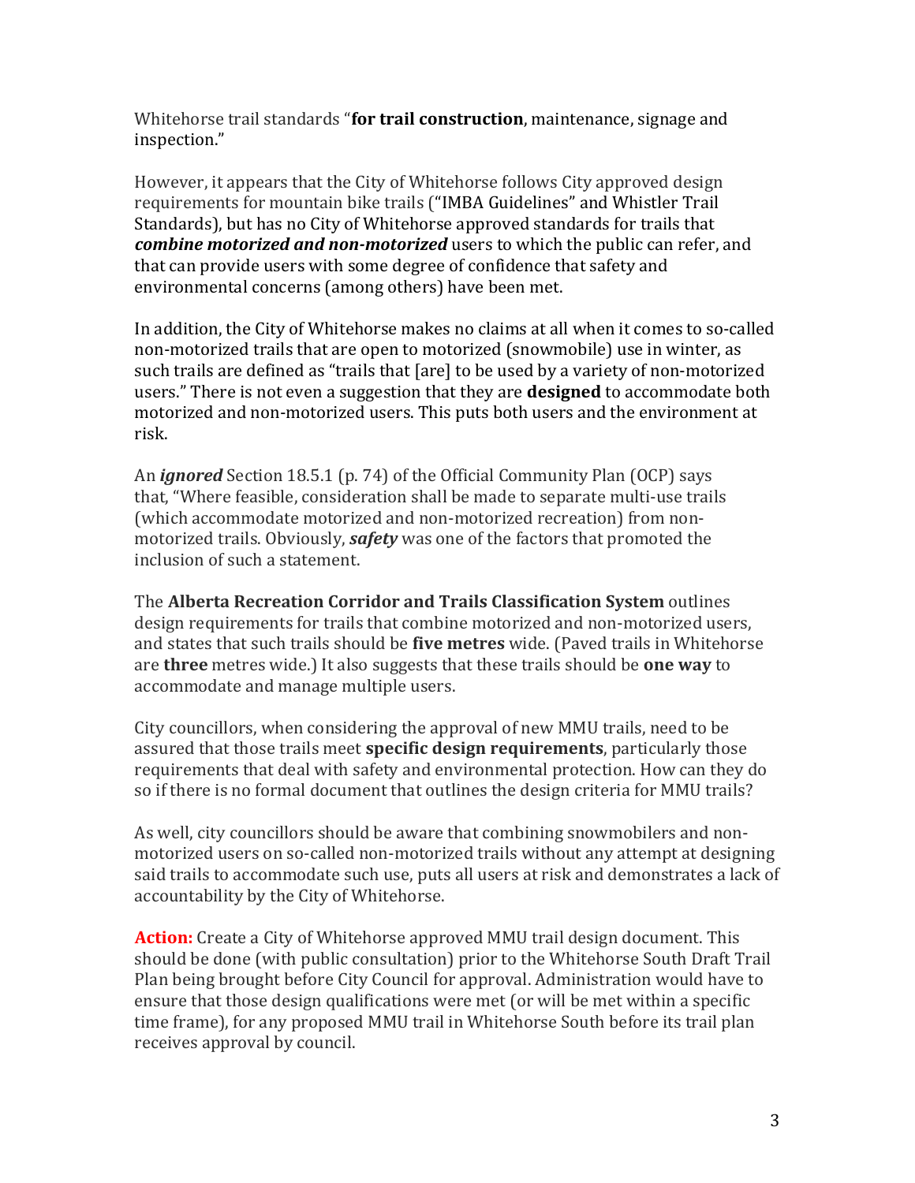Whitehorse trail standards "**for trail construction**, maintenance, signage and inspection."

However, it appears that the City of Whitehorse follows City approved design requirements for mountain bike trails ("IMBA Guidelines" and Whistler Trail Standards), but has no City of Whitehorse approved standards for trails that ***combine motorized and non-motorized*** users to which the public can refer, and that can provide users with some degree of confidence that safety and environmental concerns (among others) have been met.

In addition, the City of Whitehorse makes no claims at all when it comes to so-called non-motorized trails that are open to motorized (snowmobile) use in winter, as such trails are defined as "trails that [are] to be used by a variety of non-motorized users." There is not even a suggestion that they are **designed** to accommodate both motorized and non-motorized users. This puts both users and the environment at risk.

An ***ignored*** Section 18.5.1 (p. 74) of the Official Community Plan (OCP) says that, "Where feasible, consideration shall be made to separate multi-use trails (which accommodate motorized and non-motorized recreation) from non-motorized trails. Obviously, ***safety*** was one of the factors that promoted the inclusion of such a statement.

The **Alberta Recreation Corridor and Trails Classification System** outlines design requirements for trails that combine motorized and non-motorized users, and states that such trails should be **five metres** wide. (Paved trails in Whitehorse are **three** metres wide.) It also suggests that these trails should be **one way** to accommodate and manage multiple users.

City councillors, when considering the approval of new MMU trails, need to be assured that those trails meet **specific design requirements**, particularly those requirements that deal with safety and environmental protection. How can they do so if there is no formal document that outlines the design criteria for MMU trails?

As well, city councillors should be aware that combining snowmobilers and non-motorized users on so-called non-motorized trails without any attempt at designing said trails to accommodate such use, puts all users at risk and demonstrates a lack of accountability by the City of Whitehorse.

**Action:** Create a City of Whitehorse approved MMU trail design document. This should be done (with public consultation) prior to the Whitehorse South Draft Trail Plan being brought before City Council for approval. Administration would have to ensure that those design qualifications were met (or will be met within a specific time frame), for any proposed MMU trail in Whitehorse South before its trail plan receives approval by council.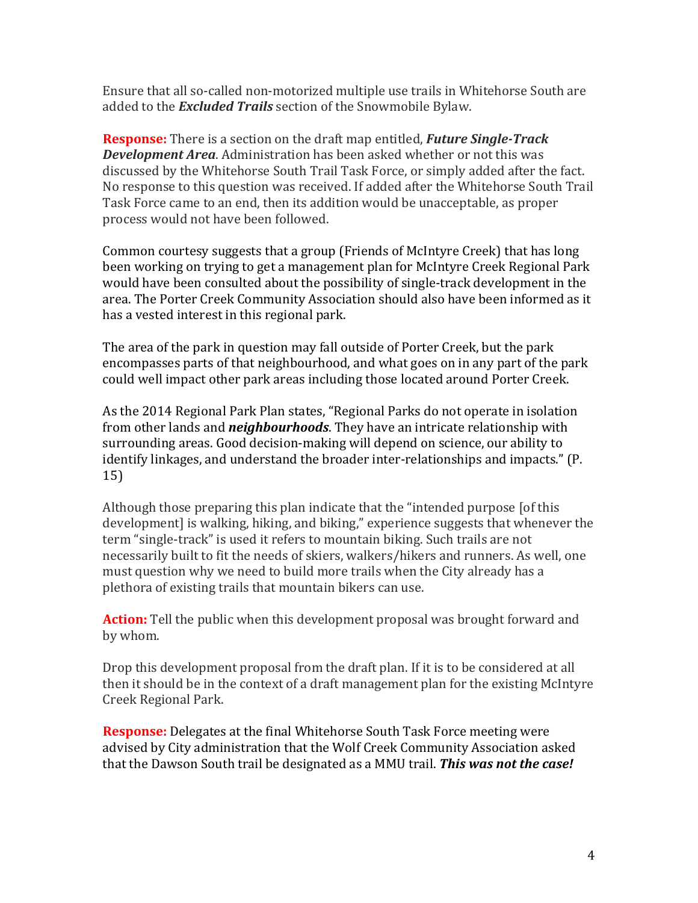Ensure that all so-called non-motorized multiple use trails in Whitehorse South are added to the ***Excluded Trails*** section of the Snowmobile Bylaw.

**Response:** There is a section on the draft map entitled, ***Future Single-Track Development Area***. Administration has been asked whether or not this was discussed by the Whitehorse South Trail Task Force, or simply added after the fact. No response to this question was received. If added after the Whitehorse South Trail Task Force came to an end, then its addition would be unacceptable, as proper process would not have been followed.

Common courtesy suggests that a group (Friends of McIntyre Creek) that has long been working on trying to get a management plan for McIntyre Creek Regional Park would have been consulted about the possibility of single-track development in the area. The Porter Creek Community Association should also have been informed as it has a vested interest in this regional park.

The area of the park in question may fall outside of Porter Creek, but the park encompasses parts of that neighbourhood, and what goes on in any part of the park could well impact other park areas including those located around Porter Creek.

As the 2014 Regional Park Plan states, "Regional Parks do not operate in isolation from other lands and ***neighbourhoods***. They have an intricate relationship with surrounding areas. Good decision-making will depend on science, our ability to identify linkages, and understand the broader inter-relationships and impacts." (P. 15)

Although those preparing this plan indicate that the "intended purpose [of this development] is walking, hiking, and biking," experience suggests that whenever the term "single-track" is used it refers to mountain biking. Such trails are not necessarily built to fit the needs of skiers, walkers/hikers and runners. As well, one must question why we need to build more trails when the City already has a plethora of existing trails that mountain bikers can use.

**Action:** Tell the public when this development proposal was brought forward and by whom.

Drop this development proposal from the draft plan. If it is to be considered at all then it should be in the context of a draft management plan for the existing McIntyre Creek Regional Park.

**Response:** Delegates at the final Whitehorse South Task Force meeting were advised by City administration that the Wolf Creek Community Association asked that the Dawson South trail be designated as a MMU trail. ***This was not the case!***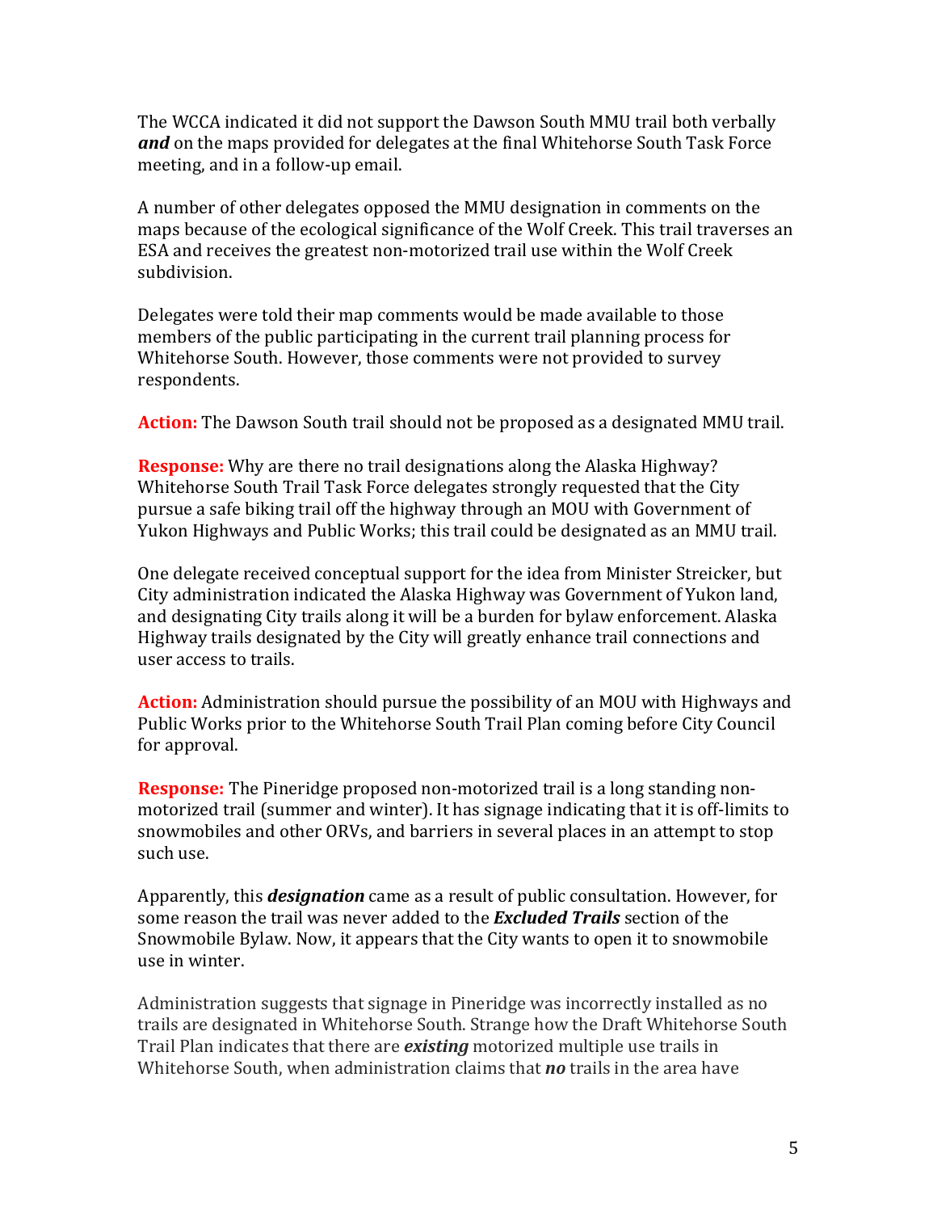The WCCA indicated it did not support the Dawson South MMU trail both verbally ***and*** on the maps provided for delegates at the final Whitehorse South Task Force meeting, and in a follow-up email.

A number of other delegates opposed the MMU designation in comments on the maps because of the ecological significance of the Wolf Creek. This trail traverses an ESA and receives the greatest non-motorized trail use within the Wolf Creek subdivision.

Delegates were told their map comments would be made available to those members of the public participating in the current trail planning process for Whitehorse South. However, those comments were not provided to survey respondents.

**Action:** The Dawson South trail should not be proposed as a designated MMU trail.

**Response:** Why are there no trail designations along the Alaska Highway? Whitehorse South Trail Task Force delegates strongly requested that the City pursue a safe biking trail off the highway through an MOU with Government of Yukon Highways and Public Works; this trail could be designated as an MMU trail.

One delegate received conceptual support for the idea from Minister Streicker, but City administration indicated the Alaska Highway was Government of Yukon land, and designating City trails along it will be a burden for bylaw enforcement. Alaska Highway trails designated by the City will greatly enhance trail connections and user access to trails.

**Action:** Administration should pursue the possibility of an MOU with Highways and Public Works prior to the Whitehorse South Trail Plan coming before City Council for approval.

**Response:** The Pineridge proposed non-motorized trail is a long standing non-motorized trail (summer and winter). It has signage indicating that it is off-limits to snowmobiles and other ORVs, and barriers in several places in an attempt to stop such use.

Apparently, this ***designation*** came as a result of public consultation. However, for some reason the trail was never added to the ***Excluded Trails*** section of the Snowmobile Bylaw. Now, it appears that the City wants to open it to snowmobile use in winter.

Administration suggests that signage in Pineridge was incorrectly installed as no trails are designated in Whitehorse South. Strange how the Draft Whitehorse South Trail Plan indicates that there are ***existing*** motorized multiple use trails in Whitehorse South, when administration claims that ***no*** trails in the area have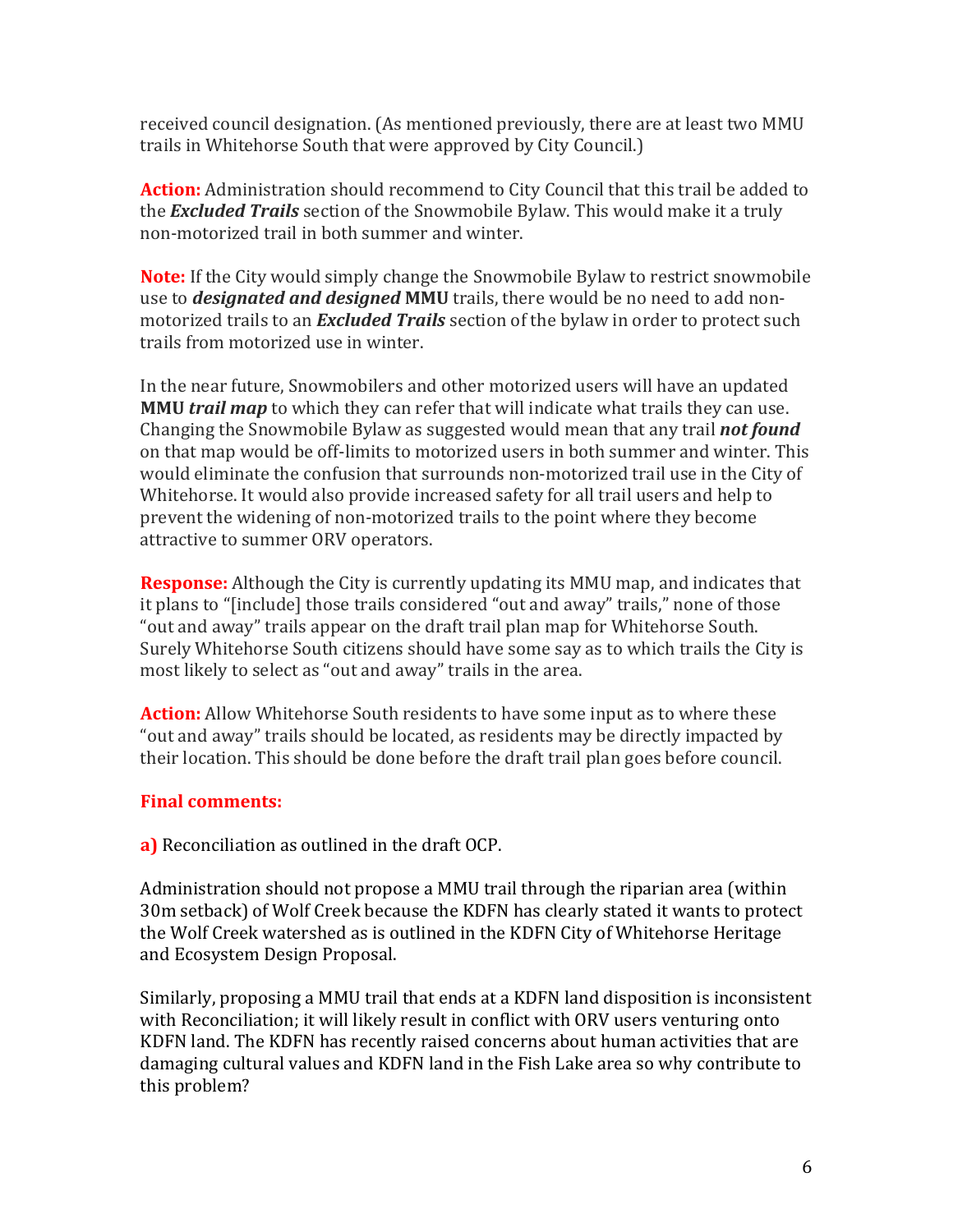received council designation. (As mentioned previously, there are at least two MMU trails in Whitehorse South that were approved by City Council.)

**Action:** Administration should recommend to City Council that this trail be added to the ***Excluded Trails*** section of the Snowmobile Bylaw. This would make it a truly non-motorized trail in both summer and winter.

**Note:** If the City would simply change the Snowmobile Bylaw to restrict snowmobile use to ***designated and designed*** **MMU** trails, there would be no need to add non-motorized trails to an ***Excluded Trails*** section of the bylaw in order to protect such trails from motorized use in winter.

In the near future, Snowmobilers and other motorized users will have an updated **MMU *trail map*** to which they can refer that will indicate what trails they can use. Changing the Snowmobile Bylaw as suggested would mean that any trail ***not found*** on that map would be off-limits to motorized users in both summer and winter. This would eliminate the confusion that surrounds non-motorized trail use in the City of Whitehorse. It would also provide increased safety for all trail users and help to prevent the widening of non-motorized trails to the point where they become attractive to summer ORV operators.

**Response:** Although the City is currently updating its MMU map, and indicates that it plans to "[include] those trails considered "out and away" trails," none of those "out and away" trails appear on the draft trail plan map for Whitehorse South. Surely Whitehorse South citizens should have some say as to which trails the City is most likely to select as "out and away" trails in the area.

**Action:** Allow Whitehorse South residents to have some input as to where these "out and away" trails should be located, as residents may be directly impacted by their location. This should be done before the draft trail plan goes before council.

**Final comments:**

**a)** Reconciliation as outlined in the draft OCP.

Administration should not propose a MMU trail through the riparian area (within 30m setback) of Wolf Creek because the KDFN has clearly stated it wants to protect the Wolf Creek watershed as is outlined in the KDFN City of Whitehorse Heritage and Ecosystem Design Proposal.

Similarly, proposing a MMU trail that ends at a KDFN land disposition is inconsistent with Reconciliation; it will likely result in conflict with ORV users venturing onto KDFN land. The KDFN has recently raised concerns about human activities that are damaging cultural values and KDFN land in the Fish Lake area so why contribute to this problem?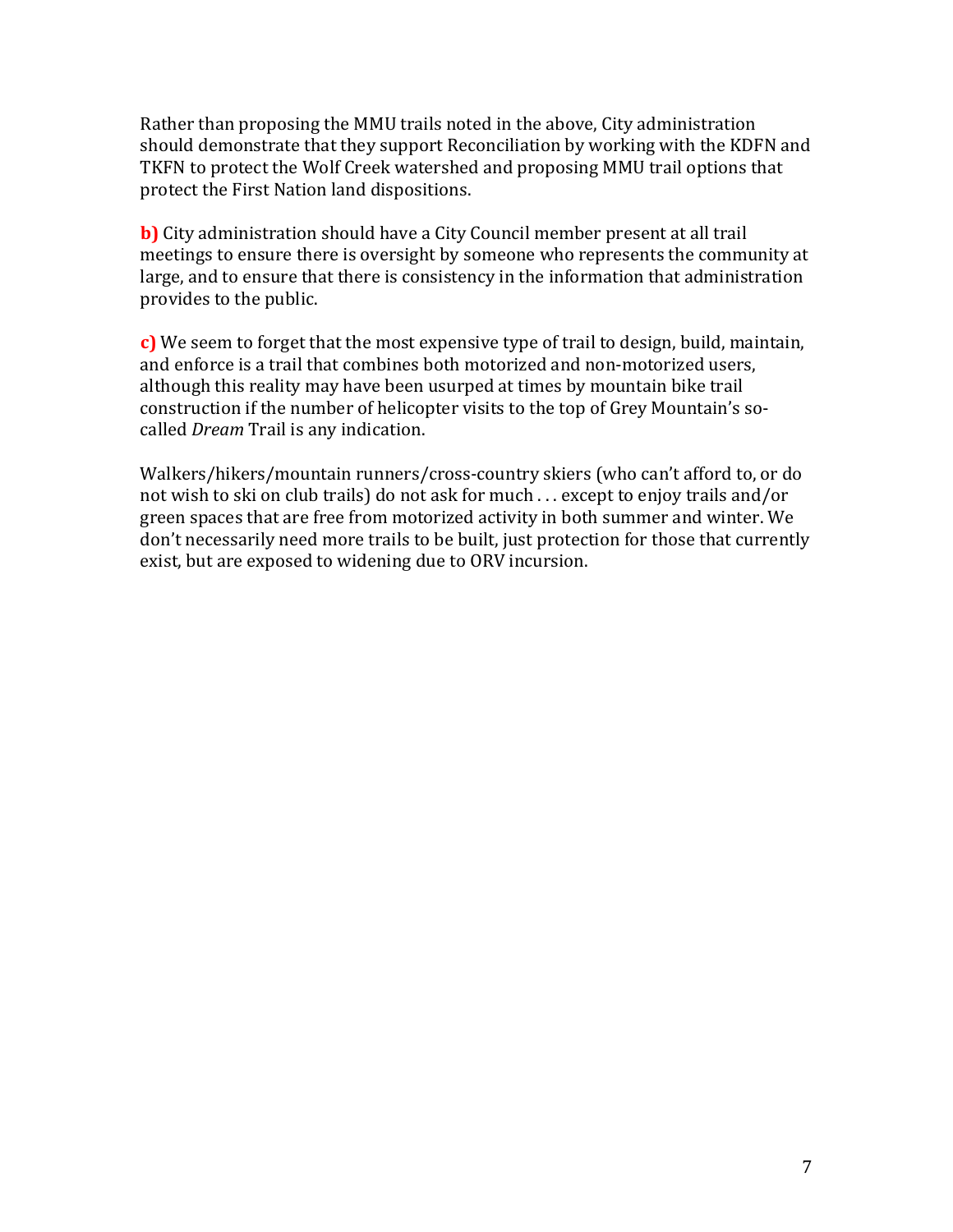Rather than proposing the MMU trails noted in the above, City administration should demonstrate that they support Reconciliation by working with the KDFN and TKFN to protect the Wolf Creek watershed and proposing MMU trail options that protect the First Nation land dispositions.

**b)** City administration should have a City Council member present at all trail meetings to ensure there is oversight by someone who represents the community at large, and to ensure that there is consistency in the information that administration provides to the public.

**c)** We seem to forget that the most expensive type of trail to design, build, maintain, and enforce is a trail that combines both motorized and non-motorized users, although this reality may have been usurped at times by mountain bike trail construction if the number of helicopter visits to the top of Grey Mountain's so-called *Dream* Trail is any indication.

Walkers/hikers/mountain runners/cross-country skiers (who can't afford to, or do not wish to ski on club trails) do not ask for much . . . except to enjoy trails and/or green spaces that are free from motorized activity in both summer and winter. We don't necessarily need more trails to be built, just protection for those that currently exist, but are exposed to widening due to ORV incursion.